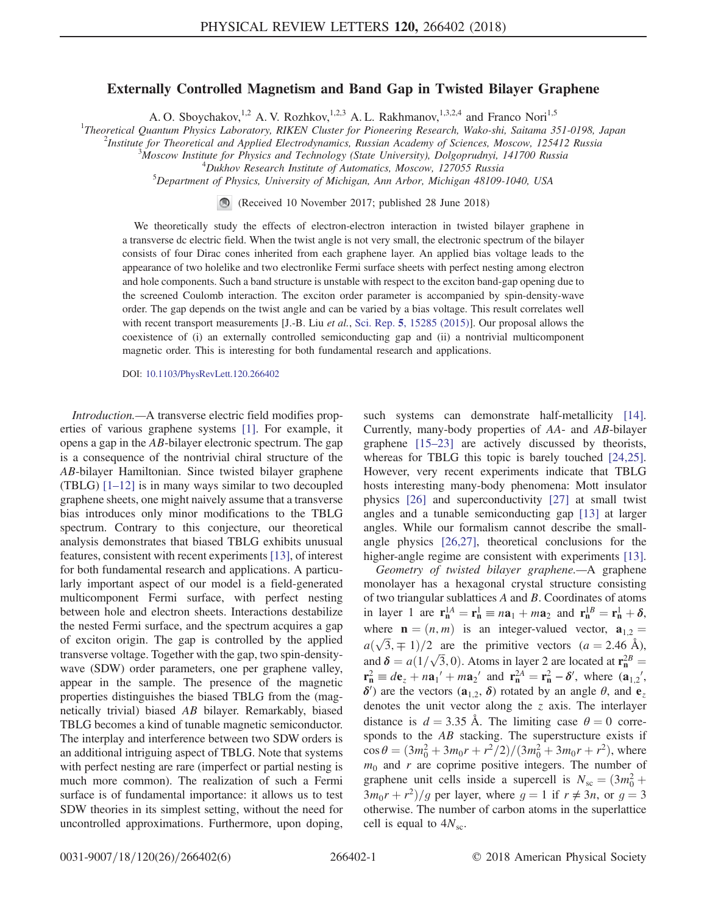# Externally Controlled Magnetism and Band Gap in Twisted Bilayer Graphene

A. O. Sboychakov,[1,2] A. V. Rozhkov,[1,2,3] A. L. Rakhmanov,[1,3,2,4] and Franco Nori[1,5]

[1] *Theoretical Quantum Physics Laboratory, RIKEN Cluster for Pioneering Research, Wako-shi, Saitama 351-0198, Japan*
[2] *Institute for Theoretical and Applied Electrodynamics, Russian Academy of Sciences, Moscow, 125412 Russia*
[3] *Moscow Institute for Physics and Technology (State University), Dolgoprudnyi, 141700 Russia*
[4] *Dukhov Research Institute of Automatics, Moscow, 127055 Russia*
[5] *Department of Physics, University of Michigan, Ann Arbor, Michigan 48109-1040, USA*

(Received 10 November 2017; published 28 June 2018)

We theoretically study the effects of electron-electron interaction in twisted bilayer graphene in a transverse dc electric field. When the twist angle is not very small, the electronic spectrum of the bilayer consists of four Dirac cones inherited from each graphene layer. An applied bias voltage leads to the appearance of two holelike and two electronlike Fermi surface sheets with perfect nesting among electron and hole components. Such a band structure is unstable with respect to the exciton band-gap opening due to the screened Coulomb interaction. The exciton order parameter is accompanied by spin-density-wave order. The gap depends on the twist angle and can be varied by a bias voltage. This result correlates well with recent transport measurements [J.-B. Liu *et al.*, Sci. Rep. **5**, 15285 (2015)]. Our proposal allows the coexistence of (i) an externally controlled semiconducting gap and (ii) a nontrivial multicomponent magnetic order. This is interesting for both fundamental research and applications.

DOI: 10.1103/PhysRevLett.120.266402

*Introduction.*—A transverse electric field modifies properties of various graphene systems [1]. For example, it opens a gap in the $AB$-bilayer electronic spectrum. The gap is a consequence of the nontrivial chiral structure of the $AB$-bilayer Hamiltonian. Since twisted bilayer graphene (TBLG) [1–12] is in many ways similar to two decoupled graphene sheets, one might naively assume that a transverse bias introduces only minor modifications to the TBLG spectrum. Contrary to this conjecture, our theoretical analysis demonstrates that biased TBLG exhibits unusual features, consistent with recent experiments [13], of interest for both fundamental research and applications. A particularly important aspect of our model is a field-generated multicomponent Fermi surface, with perfect nesting between hole and electron sheets. Interactions destabilize the nested Fermi surface, and the spectrum acquires a gap of exciton origin. The gap is controlled by the applied transverse voltage. Together with the gap, two spin-density-wave (SDW) order parameters, one per graphene valley, appear in the sample. The presence of the magnetic properties distinguishes the biased TBLG from the (magnetically trivial) biased $AB$ bilayer. Remarkably, biased TBLG becomes a kind of tunable magnetic semiconductor. The interplay and interference between two SDW orders is an additional intriguing aspect of TBLG. Note that systems with perfect nesting are rare (imperfect or partial nesting is much more common). The realization of such a Fermi surface is of fundamental importance: it allows us to test SDW theories in its simplest setting, without the need for uncontrolled approximations. Furthermore, upon doping, such systems can demonstrate half-metallicity [14]. Currently, many-body properties of $AA$- and $AB$-bilayer graphene [15–23] are actively discussed by theorists, whereas for TBLG this topic is barely touched [24,25]. However, very recent experiments indicate that TBLG hosts interesting many-body phenomena: Mott insulator physics [26] and superconductivity [27] at small twist angles and a tunable semiconducting gap [13] at larger angles. While our formalism cannot describe the small-angle physics [26,27], theoretical conclusions for the higher-angle regime are consistent with experiments [13].

*Geometry of twisted bilayer graphene.*—A graphene monolayer has a hexagonal crystal structure consisting of two triangular sublattices $A$ and $B$. Coordinates of atoms in layer 1 are $\mathbf{r}_\mathbf{n}^{1A} = \mathbf{r}_\mathbf{n}^{1} \equiv n\mathbf{a}_1 + m\mathbf{a}_2$ and $\mathbf{r}_\mathbf{n}^{1B} = \mathbf{r}_\mathbf{n}^{1} + \boldsymbol{\delta}$, where $\mathbf{n} = (n, m)$ is an integer-valued vector, $\mathbf{a}_{1,2} = a(\sqrt{3}, \mp 1)/2$ are the primitive vectors ($a = 2.46$ Å), and $\boldsymbol{\delta} = a(1/\sqrt{3}, 0)$. Atoms in layer 2 are located at $\mathbf{r}_\mathbf{n}^{2B} = \mathbf{r}_\mathbf{n}^{2} \equiv d\mathbf{e}_z + n\mathbf{a}_1{}' + m\mathbf{a}_2{}'$ and $\mathbf{r}_\mathbf{n}^{2A} = \mathbf{r}_\mathbf{n}^{2} - \boldsymbol{\delta}'$, where ($\mathbf{a}_{1,2}{}'$, $\boldsymbol{\delta}'$) are the vectors ($\mathbf{a}_{1,2}$, $\boldsymbol{\delta}$) rotated by an angle $\theta$, and $\mathbf{e}_z$ denotes the unit vector along the $z$ axis. The interlayer distance is $d = 3.35$ Å. The limiting case $\theta = 0$ corresponds to the $AB$ stacking. The superstructure exists if $\cos\theta = (3m_0^2 + 3m_0 r + r^2/2)/(3m_0^2 + 3m_0 r + r^2)$, where $m_0$ and $r$ are coprime positive integers. The number of graphene unit cells inside a supercell is $N_{\mathrm{sc}} = (3m_0^2 + 3m_0 r + r^2)/g$ per layer, where $g = 1$ if $r \neq 3n$, or $g = 3$ otherwise. The number of carbon atoms in the superlattice cell is equal to $4N_{\mathrm{sc}}$.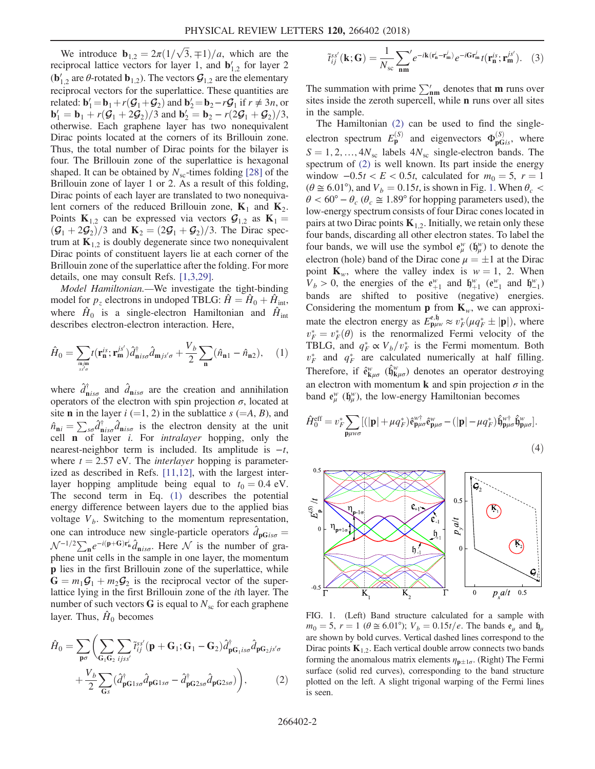We introduce $\mathbf{b}_{1,2} = 2\pi(1/\sqrt{3}, \mp 1)/a$, which are the reciprocal lattice vectors for layer 1, and $\mathbf{b}'_{1,2}$ for layer 2 ($\mathbf{b}'_{1,2}$ are $\theta$-rotated $\mathbf{b}_{1,2}$). The vectors $\mathcal{G}_{1,2}$ are the elementary reciprocal vectors for the superlattice. These quantities are related: $\mathbf{b}'_1 = \mathbf{b}_1 + r(\mathcal{G}_1 + \mathcal{G}_2)$ and $\mathbf{b}'_2 = \mathbf{b}_2 - r\mathcal{G}_1$ if $r \neq 3n$, or $\mathbf{b}'_1 = \mathbf{b}_1 + r(\mathcal{G}_1 + 2\mathcal{G}_2)/3$ and $\mathbf{b}'_2 = \mathbf{b}_2 - r(2\mathcal{G}_1 + \mathcal{G}_2)/3$, otherwise. Each graphene layer has two nonequivalent Dirac points located at the corners of its Brillouin zone. Thus, the total number of Dirac points for the bilayer is four. The Brillouin zone of the superlattice is hexagonal shaped. It can be obtained by $N_{sc}$-times folding [28] of the Brillouin zone of layer 1 or 2. As a result of this folding, Dirac points of each layer are translated to two nonequivalent corners of the reduced Brillouin zone, $\mathbf{K}_1$ and $\mathbf{K}_2$. Points $\mathbf{K}_{1,2}$ can be expressed via vectors $\mathcal{G}_{1,2}$ as $\mathbf{K}_1 = (\mathcal{G}_1 + 2\mathcal{G}_2)/3$ and $\mathbf{K}_2 = (2\mathcal{G}_1 + \mathcal{G}_2)/3$. The Dirac spectrum at $\mathbf{K}_{1,2}$ is doubly degenerate since two nonequivalent Dirac points of constituent layers lie at each corner of the Brillouin zone of the superlattice after the folding. For more details, one may consult Refs. [1,3,29].

*Model Hamiltonian.*—We investigate the tight-binding model for $p_z$ electrons in undoped TBLG: $\hat{H} = \hat{H}_0 + \hat{H}_{\rm int}$, where $\hat{H}_0$ is a single-electron Hamiltonian and $\hat{H}_{\rm int}$ describes electron-electron interaction. Here,

$$\hat{H}_0 = \sum_{\substack{\mathbf{n}i\mathbf{m}j \\ ss'\sigma}} t(\mathbf{r}_\mathbf{n}^{is}; \mathbf{r}_\mathbf{m}^{js'}) \hat{d}^\dagger_{\mathbf{n}is\sigma} \hat{d}_{\mathbf{m}js'\sigma} + \frac{V_b}{2} \sum_\mathbf{n} (\hat{n}_{\mathbf{n}1} - \hat{n}_{\mathbf{n}2}), \quad (1)$$

where $\hat{d}^\dagger_{\mathbf{n}is\sigma}$ and $\hat{d}_{\mathbf{n}is\sigma}$ are the creation and annihilation operators of the electron with spin projection $\sigma$, located at site $\mathbf{n}$ in the layer $i$ (=1, 2) in the sublattice $s$ (=$A$, $B$), and $\hat{n}_{\mathbf{n}i} = \sum_{s\sigma} \hat{d}^\dagger_{\mathbf{n}is\sigma} \hat{d}_{\mathbf{n}is\sigma}$ is the electron density at the unit cell $\mathbf{n}$ of layer $i$. For *intralayer* hopping, only the nearest-neighbor term is included. Its amplitude is $-t$, where $t = 2.57$ eV. The *interlayer* hopping is parameterized as described in Refs. [11,12], with the largest interlayer hopping amplitude being equal to $t_0 = 0.4$ eV. The second term in Eq. (1) describes the potential energy difference between layers due to the applied bias voltage $V_b$. Switching to the momentum representation, one can introduce new single-particle operators $\hat{d}_{\mathbf{pG}is\sigma} = \mathcal{N}^{-1/2} \sum_\mathbf{n} e^{-i(\mathbf{p}+\mathbf{G})\mathbf{r}^i_\mathbf{n}} \hat{d}_{\mathbf{n}is\sigma}$. Here $\mathcal{N}$ is the number of graphene unit cells in the sample in one layer, the momentum $\mathbf{p}$ lies in the first Brillouin zone of the superlattice, while $\mathbf{G} = m_1\mathcal{G}_1 + m_2\mathcal{G}_2$ is the reciprocal vector of the superlattice lying in the first Brillouin zone of the $i$th layer. The number of such vectors $\mathbf{G}$ is equal to $N_{sc}$ for each graphene layer. Thus, $\hat{H}_0$ becomes

$$\hat{H}_0 = \sum_{\mathbf{p}\sigma} \Bigg( \sum_{\mathbf{G}_1\mathbf{G}_2} \sum_{ijss'} \tilde{t}^{ss'}_{ij}(\mathbf{p}+\mathbf{G}_1; \mathbf{G}_1 - \mathbf{G}_2) \hat{d}^\dagger_{\mathbf{pG}_1is\sigma} \hat{d}_{\mathbf{pG}_2js'\sigma} + \frac{V_b}{2} \sum_{\mathbf{G}s} (\hat{d}^\dagger_{\mathbf{pG}1s\sigma} \hat{d}_{\mathbf{pG}1s\sigma} - \hat{d}^\dagger_{\mathbf{pG}2s\sigma} \hat{d}_{\mathbf{pG}2s\sigma}) \Bigg), \quad (2)$$

$$\tilde{t}^{ss'}_{ij}(\mathbf{k}; \mathbf{G}) = \frac{1}{N_{sc}} {\sum_{\mathbf{nm}}}' e^{-i\mathbf{k}(\mathbf{r}^i_\mathbf{n} - \mathbf{r}^j_\mathbf{m})} e^{-i\mathbf{G}\mathbf{r}^j_\mathbf{m}} t(\mathbf{r}^{is}_\mathbf{n}; \mathbf{r}^{js'}_\mathbf{m}). \quad (3)$$

The summation with prime $\sum'_{\mathbf{nm}}$ denotes that $\mathbf{m}$ runs over sites inside the zeroth supercell, while $\mathbf{n}$ runs over all sites in the sample.

The Hamiltonian (2) can be used to find the single-electron spectrum $E^{(S)}_\mathbf{p}$ and eigenvectors $\Phi^{(S)}_{\mathbf{pG}is}$, where $S = 1, 2, \ldots, 4N_{sc}$ labels $4N_{sc}$ single-electron bands. The spectrum of (2) is well known. Its part inside the energy window $-0.5t < E < 0.5t$, calculated for $m_0 = 5$, $r = 1$ ($\theta \cong 6.01°$), and $V_b = 0.15t$, is shown in Fig. 1. When $\theta_c < \theta < 60° - \theta_c$ ($\theta_c \cong 1.89°$ for hopping parameters used), the low-energy spectrum consists of four Dirac cones located in pairs at two Dirac points $\mathbf{K}_{1,2}$. Initially, we retain only these four bands, discarding all other electron states. To label the four bands, we will use the symbol $\mathfrak{e}^w_\mu$ ($\mathfrak{h}^w_\mu$) to denote the electron (hole) band of the Dirac cone $\mu = \pm 1$ at the Dirac point $\mathbf{K}_w$, where the valley index is $w = 1, 2$. When $V_b > 0$, the energies of the $\mathfrak{e}^w_{+1}$ and $\mathfrak{h}^w_{+1}$ ($\mathfrak{e}^w_{-1}$ and $\mathfrak{h}^w_{-1}$) bands are shifted to positive (negative) energies. Considering the momentum $\mathbf{p}$ from $\mathbf{K}_w$, we can approximate the electron energy as $E^{\mathfrak{e},\mathfrak{h}}_{\mathbf{p}\mu w} \approx v^*_F(\mu q^*_F \pm |\mathbf{p}|)$, where $v^*_F = v^*_F(\theta)$ is the renormalized Fermi velocity of the TBLG, and $q^*_F \propto V_b/v^*_F$ is the Fermi momentum. Both $v^*_F$ and $q^*_F$ are calculated numerically at half filling. Therefore, if $\hat{\mathfrak{e}}^w_{\mathbf{k}\mu\sigma}$ ($\hat{\mathfrak{h}}^w_{\mathbf{k}\mu\sigma}$) denotes an operator destroying an electron with momentum $\mathbf{k}$ and spin projection $\sigma$ in the band $\mathfrak{e}^w_\mu$ ($\mathfrak{h}^w_\mu$), the low-energy Hamiltonian becomes

$$\hat{H}^{\rm eff}_0 = v^*_F \sum_{\mathbf{p}\mu w\sigma} [(|\mathbf{p}| + \mu q^*_F) \hat{\mathfrak{e}}^{w\dagger}_{\mathbf{p}\mu\sigma} \hat{\mathfrak{e}}^w_{\mathbf{p}\mu\sigma} - (|\mathbf{p}| - \mu q^*_F) \hat{\mathfrak{h}}^{w\dagger}_{\mathbf{p}\mu\sigma} \hat{\mathfrak{h}}^w_{\mathbf{p}\mu\sigma}]. \quad (4)$$

FIG. 1. (Left) Band structure calculated for a sample with $m_0 = 5$, $r = 1$ ($\theta \cong 6.01°$); $V_b = 0.15t/e$. The bands $\mathfrak{e}_\mu$ and $\mathfrak{h}_\mu$ are shown by bold curves. Vertical dashed lines correspond to the Dirac points $\mathbf{K}_{1,2}$. Each vertical double arrow connects two bands forming the anomalous matrix elements $\eta_{\mathbf{p}\pm 1\sigma}$. (Right) The Fermi surface (solid red curves), corresponding to the band structure plotted on the left. A slight trigonal warping of the Fermi lines is seen.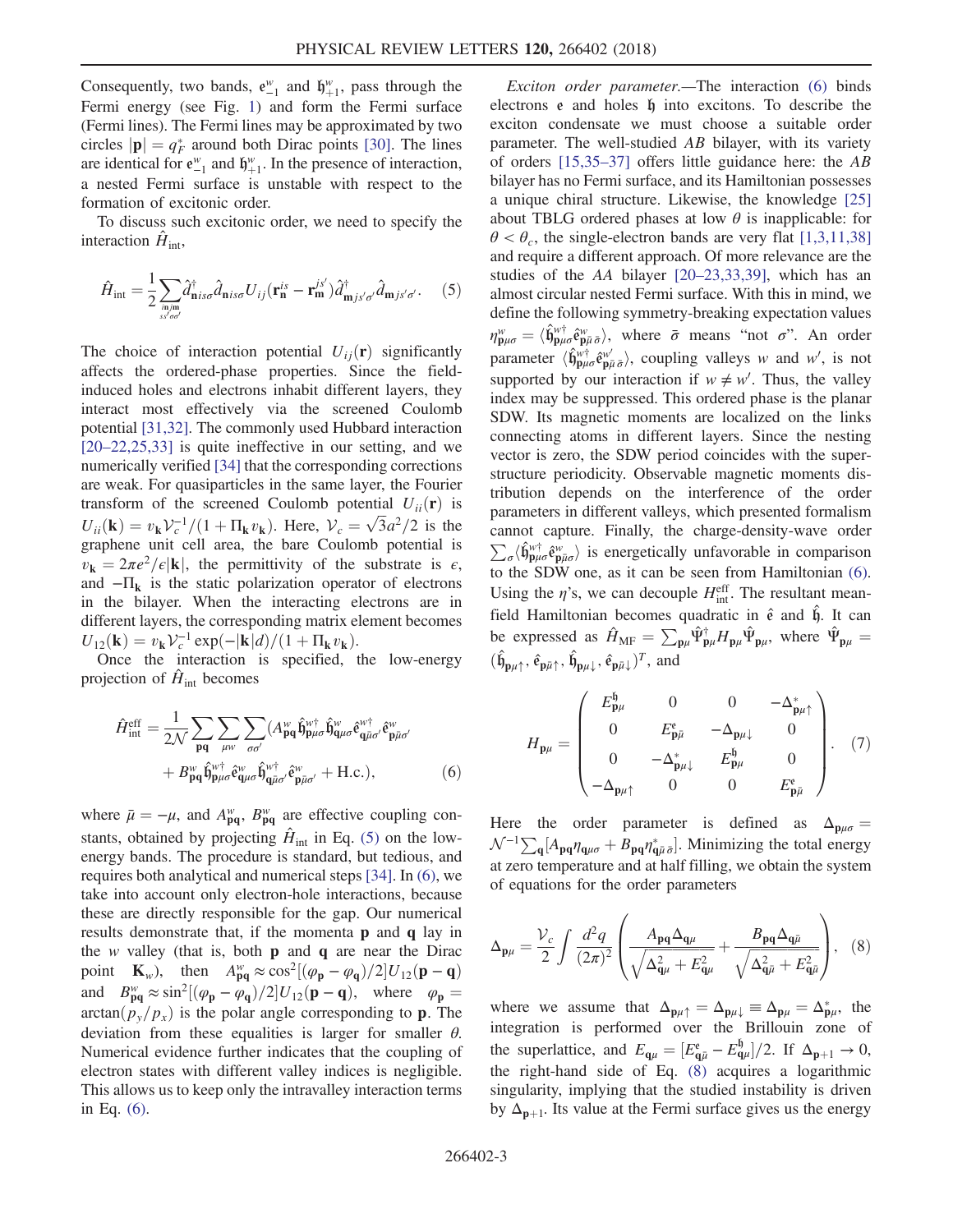Consequently, two bands, $\mathfrak{e}^w_{-1}$ and $\mathfrak{h}^w_{+1}$, pass through the Fermi energy (see Fig. 1) and form the Fermi surface (Fermi lines). The Fermi lines may be approximated by two circles $|\mathbf{p}| = q_F^*$ around both Dirac points [30]. The lines are identical for $\mathfrak{e}^w_{-1}$ and $\mathfrak{h}^w_{+1}$. In the presence of interaction, a nested Fermi surface is unstable with respect to the formation of excitonic order.

To discuss such excitonic order, we need to specify the interaction $\hat{H}_{\rm int}$,

$$\hat{H}_{\rm int} = \frac{1}{2}\sum_{\substack{\mathbf{in}jm\\ ss'\sigma\sigma'}} \hat{d}^\dagger_{\mathbf{n}is\sigma}\hat{d}_{\mathbf{n}is\sigma}U_{ij}(\mathbf{r}^{is}_{\mathbf{n}} - \mathbf{r}^{js'}_{\mathbf{m}})\hat{d}^\dagger_{\mathbf{m}js'\sigma'}\hat{d}_{\mathbf{m}js'\sigma'}. \quad (5)$$

The choice of interaction potential $U_{ij}(\mathbf{r})$ significantly affects the ordered-phase properties. Since the field-induced holes and electrons inhabit different layers, they interact most effectively via the screened Coulomb potential [31,32]. The commonly used Hubbard interaction [20–22,25,33] is quite ineffective in our setting, and we numerically verified [34] that the corresponding corrections are weak. For quasiparticles in the same layer, the Fourier transform of the screened Coulomb potential $U_{ii}(\mathbf{r})$ is $U_{ii}(\mathbf{k}) = v_{\mathbf{k}}\mathcal{V}_c^{-1}/(1 + \Pi_{\mathbf{k}}v_{\mathbf{k}})$. Here, $\mathcal{V}_c = \sqrt{3}a^2/2$ is the graphene unit cell area, the bare Coulomb potential is $v_{\mathbf{k}} = 2\pi e^2/\epsilon|\mathbf{k}|$, the permittivity of the substrate is $\epsilon$, and $-\Pi_{\mathbf{k}}$ is the static polarization operator of electrons in the bilayer. When the interacting electrons are in different layers, the corresponding matrix element becomes $U_{12}(\mathbf{k}) = v_{\mathbf{k}}\mathcal{V}_c^{-1}\exp(-|\mathbf{k}|d)/(1 + \Pi_{\mathbf{k}}v_{\mathbf{k}})$.

Once the interaction is specified, the low-energy projection of $\hat{H}_{\rm int}$ becomes

$$\hat{H}^{\rm eff}_{\rm int} = \frac{1}{2\mathcal{N}}\sum_{\mathbf{pq}}\sum_{\mu w}\sum_{\sigma\sigma'}(A^w_{\mathbf{pq}}\hat{\mathfrak{h}}^{w\dagger}_{\mathbf{p}\mu\sigma}\hat{\mathfrak{h}}^w_{\mathbf{q}\mu\sigma}\hat{\mathfrak{e}}^{w\dagger}_{\mathbf{q}\bar{\mu}\sigma'}\hat{\mathfrak{e}}^w_{\mathbf{p}\bar{\mu}\sigma'} + B^w_{\mathbf{pq}}\hat{\mathfrak{h}}^{w\dagger}_{\mathbf{p}\mu\sigma}\hat{\mathfrak{e}}^w_{\mathbf{q}\mu\sigma}\hat{\mathfrak{h}}^{w\dagger}_{\mathbf{q}\bar{\mu}\sigma'}\hat{\mathfrak{e}}^w_{\mathbf{p}\bar{\mu}\sigma'} + \text{H.c.}), \quad (6)$$

where $\bar{\mu} = -\mu$, and $A^w_{\mathbf{pq}}$, $B^w_{\mathbf{pq}}$ are effective coupling constants, obtained by projecting $\hat{H}_{\rm int}$ in Eq. (5) on the low-energy bands. The procedure is standard, but tedious, and requires both analytical and numerical steps [34]. In (6), we take into account only electron-hole interactions, because these are directly responsible for the gap. Our numerical results demonstrate that, if the momenta $\mathbf{p}$ and $\mathbf{q}$ lay in the $w$ valley (that is, both $\mathbf{p}$ and $\mathbf{q}$ are near the Dirac point $\mathbf{K}_w$), then $A^w_{\mathbf{pq}} \approx \cos^2[(\varphi_{\mathbf{p}} - \varphi_{\mathbf{q}})/2]U_{12}(\mathbf{p} - \mathbf{q})$ and $B^w_{\mathbf{pq}} \approx \sin^2[(\varphi_{\mathbf{p}} - \varphi_{\mathbf{q}})/2]U_{12}(\mathbf{p} - \mathbf{q})$, where $\varphi_{\mathbf{p}} = \arctan(p_y/p_x)$ is the polar angle corresponding to $\mathbf{p}$. The deviation from these equalities is larger for smaller $\theta$. Numerical evidence further indicates that the coupling of electron states with different valley indices is negligible. This allows us to keep only the intravalley interaction terms in Eq. (6).

*Exciton order parameter.*—The interaction (6) binds electrons $\mathfrak{e}$ and holes $\mathfrak{h}$ into excitons. To describe the exciton condensate we must choose a suitable order parameter. The well-studied *AB* bilayer, with its variety of orders [15,35–37] offers little guidance here: the *AB* bilayer has no Fermi surface, and its Hamiltonian possesses a unique chiral structure. Likewise, the knowledge [25] about TBLG ordered phases at low $\theta$ is inapplicable: for $\theta < \theta_c$, the single-electron bands are very flat [1,3,11,38] and require a different approach. Of more relevance are the studies of the *AA* bilayer [20–23,33,39], which has an almost circular nested Fermi surface. With this in mind, we define the following symmetry-breaking expectation values $\eta^w_{\mathbf{p}\mu\sigma} = \langle\hat{\mathfrak{h}}^{w\dagger}_{\mathbf{p}\mu\sigma}\hat{\mathfrak{e}}^w_{\mathbf{p}\bar{\mu}\bar{\sigma}}\rangle$, where $\bar{\sigma}$ means "not $\sigma$". An order parameter $\langle\hat{\mathfrak{h}}^{w\dagger}_{\mathbf{p}\mu\sigma}\hat{\mathfrak{e}}^{w'}_{\mathbf{p}\bar{\mu}\bar{\sigma}}\rangle$, coupling valleys $w$ and $w'$, is not supported by our interaction if $w \neq w'$. Thus, the valley index may be suppressed. This ordered phase is the planar SDW. Its magnetic moments are localized on the links connecting atoms in different layers. Since the nesting vector is zero, the SDW period coincides with the superstructure periodicity. Observable magnetic moments distribution depends on the interference of the order parameters in different valleys, which presented formalism cannot capture. Finally, the charge-density-wave order $\sum_\sigma\langle\hat{\mathfrak{h}}^{w\dagger}_{\mathbf{p}\mu\sigma}\hat{\mathfrak{e}}^w_{\mathbf{p}\bar{\mu}\sigma}\rangle$ is energetically unfavorable in comparison to the SDW one, as it can be seen from Hamiltonian (6). Using the $\eta$'s, we can decouple $H^{\rm eff}_{\rm int}$. The resultant mean-field Hamiltonian becomes quadratic in $\hat{\mathfrak{e}}$ and $\hat{\mathfrak{h}}$. It can be expressed as $\hat{H}_{\rm MF} = \sum_{\mathbf{p}\mu}\hat{\Psi}^\dagger_{\mathbf{p}\mu}H_{\mathbf{p}\mu}\hat{\Psi}_{\mathbf{p}\mu}$, where $\hat{\Psi}_{\mathbf{p}\mu} = (\hat{\mathfrak{h}}_{\mathbf{p}\mu\uparrow}, \hat{\mathfrak{e}}_{\mathbf{p}\bar{\mu}\uparrow}, \hat{\mathfrak{h}}_{\mathbf{p}\mu\downarrow}, \hat{\mathfrak{e}}_{\mathbf{p}\bar{\mu}\downarrow})^T$, and

$$H_{\mathbf{p}\mu} = \begin{pmatrix} E^{\mathfrak{h}}_{\mathbf{p}\mu} & 0 & 0 & -\Delta^*_{\mathbf{p}\mu\uparrow} \\ 0 & E^{\mathfrak{e}}_{\mathbf{p}\bar{\mu}} & -\Delta_{\mathbf{p}\mu\downarrow} & 0 \\ 0 & -\Delta^*_{\mathbf{p}\mu\downarrow} & E^{\mathfrak{h}}_{\mathbf{p}\mu} & 0 \\ -\Delta_{\mathbf{p}\mu\uparrow} & 0 & 0 & E^{\mathfrak{e}}_{\mathbf{p}\bar{\mu}} \end{pmatrix}. \quad (7)$$

Here the order parameter is defined as $\Delta_{\mathbf{p}\mu\sigma} = \mathcal{N}^{-1}\sum_{\mathbf{q}}[A_{\mathbf{pq}}\eta_{\mathbf{q}\mu\sigma} + B_{\mathbf{pq}}\eta^*_{\mathbf{q}\bar{\mu}\bar{\sigma}}]$. Minimizing the total energy at zero temperature and at half filling, we obtain the system of equations for the order parameters

$$\Delta_{\mathbf{p}\mu} = \frac{\mathcal{V}_c}{2}\int\frac{d^2q}{(2\pi)^2}\left(\frac{A_{\mathbf{pq}}\Delta_{\mathbf{q}\mu}}{\sqrt{\Delta^2_{\mathbf{q}\mu} + E^2_{\mathbf{q}\mu}}} + \frac{B_{\mathbf{pq}}\Delta_{\mathbf{q}\bar{\mu}}}{\sqrt{\Delta^2_{\mathbf{q}\bar{\mu}} + E^2_{\mathbf{q}\bar{\mu}}}}\right), \quad (8)$$

where we assume that $\Delta_{\mathbf{p}\mu\uparrow} = \Delta_{\mathbf{p}\mu\downarrow} \equiv \Delta_{\mathbf{p}\mu} = \Delta^*_{\mathbf{p}\mu}$, the integration is performed over the Brillouin zone of the superlattice, and $E_{\mathbf{q}\mu} = [E^{\mathfrak{e}}_{\mathbf{q}\bar{\mu}} - E^{\mathfrak{h}}_{\mathbf{q}\mu}]/2$. If $\Delta_{\mathbf{p}+1} \to 0$, the right-hand side of Eq. (8) acquires a logarithmic singularity, implying that the studied instability is driven by $\Delta_{\mathbf{p}+1}$. Its value at the Fermi surface gives us the energy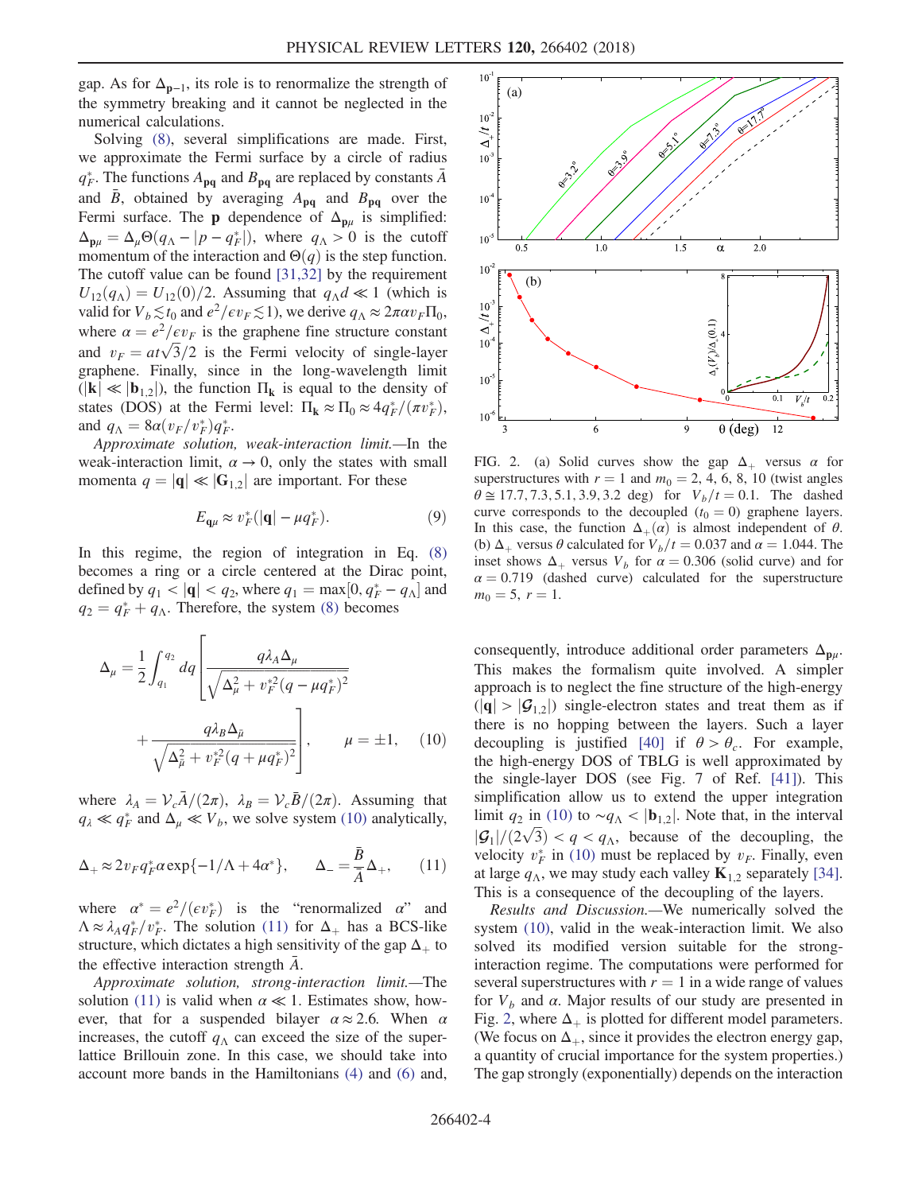gap. As for $\Delta_{\mathbf{p}-1}$, its role is to renormalize the strength of the symmetry breaking and it cannot be neglected in the numerical calculations.

Solving (8), several simplifications are made. First, we approximate the Fermi surface by a circle of radius $q_F^*$. The functions $A_{\mathbf{pq}}$ and $B_{\mathbf{pq}}$ are replaced by constants $\bar{A}$ and $\bar{B}$, obtained by averaging $A_{\mathbf{pq}}$ and $B_{\mathbf{pq}}$ over the Fermi surface. The $\mathbf{p}$ dependence of $\Delta_{\mathbf{p}\mu}$ is simplified: $\Delta_{\mathbf{p}\mu} = \Delta_\mu \Theta(q_\Lambda - |p - q_F^*|)$, where $q_\Lambda > 0$ is the cutoff momentum of the interaction and $\Theta(q)$ is the step function. The cutoff value can be found [31,32] by the requirement $U_{12}(q_\Lambda) = U_{12}(0)/2$. Assuming that $q_\Lambda d \ll 1$ (which is valid for $V_b \lesssim t_0$ and $e^2/\epsilon v_F \lesssim 1$), we derive $q_\Lambda \approx 2\pi\alpha v_F \Pi_0$, where $\alpha = e^2/\epsilon v_F$ is the graphene fine structure constant and $v_F = at\sqrt{3}/2$ is the Fermi velocity of single-layer graphene. Finally, since in the long-wavelength limit ($|\mathbf{k}| \ll |\mathbf{b}_{1,2}|$), the function $\Pi_\mathbf{k}$ is equal to the density of states (DOS) at the Fermi level: $\Pi_\mathbf{k} \approx \Pi_0 \approx 4q_F^*/(\pi v_F^*)$, and $q_\Lambda = 8\alpha(v_F/v_F^*)q_F^*$.

*Approximate solution, weak-interaction limit.*—In the weak-interaction limit, $\alpha \to 0$, only the states with small momenta $q = |\mathbf{q}| \ll |\mathbf{G}_{1,2}|$ are important. For these

$$E_{\mathbf{q}\mu} \approx v_F^*(|\mathbf{q}| - \mu q_F^*). \tag{9}$$

In this regime, the region of integration in Eq. (8) becomes a ring or a circle centered at the Dirac point, defined by $q_1 < |\mathbf{q}| < q_2$, where $q_1 = \max[0, q_F^* - q_\Lambda]$ and $q_2 = q_F^* + q_\Lambda$. Therefore, the system (8) becomes

$$\Delta_\mu = \frac{1}{2}\int_{q_1}^{q_2} dq \left[\frac{q\lambda_A \Delta_\mu}{\sqrt{\Delta_\mu^2 + v_F^{*2}(q - \mu q_F^*)^2}} + \frac{q\lambda_B \Delta_{\bar{\mu}}}{\sqrt{\Delta_{\bar{\mu}}^2 + v_F^{*2}(q + \mu q_F^*)^2}}\right], \qquad \mu = \pm 1, \tag{10}$$

where $\lambda_A = \mathcal{V}_c \bar{A}/(2\pi)$, $\lambda_B = \mathcal{V}_c \bar{B}/(2\pi)$. Assuming that $q_\lambda \ll q_F^*$ and $\Delta_\mu \ll V_b$, we solve system (10) analytically,

$$\Delta_+ \approx 2v_F q_F^* \alpha \exp\{-1/\Lambda + 4\alpha^*\}, \qquad \Delta_- = \frac{\bar{B}}{\bar{A}}\Delta_+, \tag{11}$$

where $\alpha^* = e^2/(\epsilon v_F^*)$ is the "renormalized $\alpha$" and $\Lambda \approx \lambda_A q_F^*/v_F^*$. The solution (11) for $\Delta_+$ has a BCS-like structure, which dictates a high sensitivity of the gap $\Delta_+$ to the effective interaction strength $\bar{A}$.

*Approximate solution, strong-interaction limit.*—The solution (11) is valid when $\alpha \ll 1$. Estimates show, however, that for a suspended bilayer $\alpha \approx 2.6$. When $\alpha$ increases, the cutoff $q_\Lambda$ can exceed the size of the superlattice Brillouin zone. In this case, we should take into account more bands in the Hamiltonians (4) and (6) and, consequently, introduce additional order parameters $\Delta_{\mathbf{p}\mu}$. This makes the formalism quite involved. A simpler approach is to neglect the fine structure of the high-energy ($|\mathbf{q}| > |\mathcal{G}_{1,2}|$) single-electron states and treat them as if there is no hopping between the layers. Such a layer decoupling is justified [40] if $\theta > \theta_c$. For example, the high-energy DOS of TBLG is well approximated by the single-layer DOS (see Fig. 7 of Ref. [41]). This simplification allow us to extend the upper integration limit $q_2$ in (10) to $\sim q_\Lambda < |\mathbf{b}_{1,2}|$. Note that, in the interval $|\mathcal{G}_1|/(2\sqrt{3}) < q < q_\Lambda$, because of the decoupling, the velocity $v_F^*$ in (10) must be replaced by $v_F$. Finally, even at large $q_\Lambda$, we may study each valley $\mathbf{K}_{1,2}$ separately [34]. This is a consequence of the decoupling of the layers.

*Results and Discussion.*—We numerically solved the system (10), valid in the weak-interaction limit. We also solved its modified version suitable for the strong-interaction regime. The computations were performed for several superstructures with $r = 1$ in a wide range of values for $V_b$ and $\alpha$. Major results of our study are presented in Fig. 2, where $\Delta_+$ is plotted for different model parameters. (We focus on $\Delta_+$, since it provides the electron energy gap, a quantity of crucial importance for the system properties.) The gap strongly (exponentially) depends on the interaction

FIG. 2. (a) Solid curves show the gap $\Delta_+$ versus $\alpha$ for superstructures with $r = 1$ and $m_0 = 2, 4, 6, 8, 10$ (twist angles $\theta \cong 17.7, 7.3, 5.1, 3.9, 3.2$ deg) for $V_b/t = 0.1$. The dashed curve corresponds to the decoupled ($t_0 = 0$) graphene layers. In this case, the function $\Delta_+(\alpha)$ is almost independent of $\theta$. (b) $\Delta_+$ versus $\theta$ calculated for $V_b/t = 0.037$ and $\alpha = 1.044$. The inset shows $\Delta_+$ versus $V_b$ for $\alpha = 0.306$ (solid curve) and for $\alpha = 0.719$ (dashed curve) calculated for the superstructure $m_0 = 5$, $r = 1$.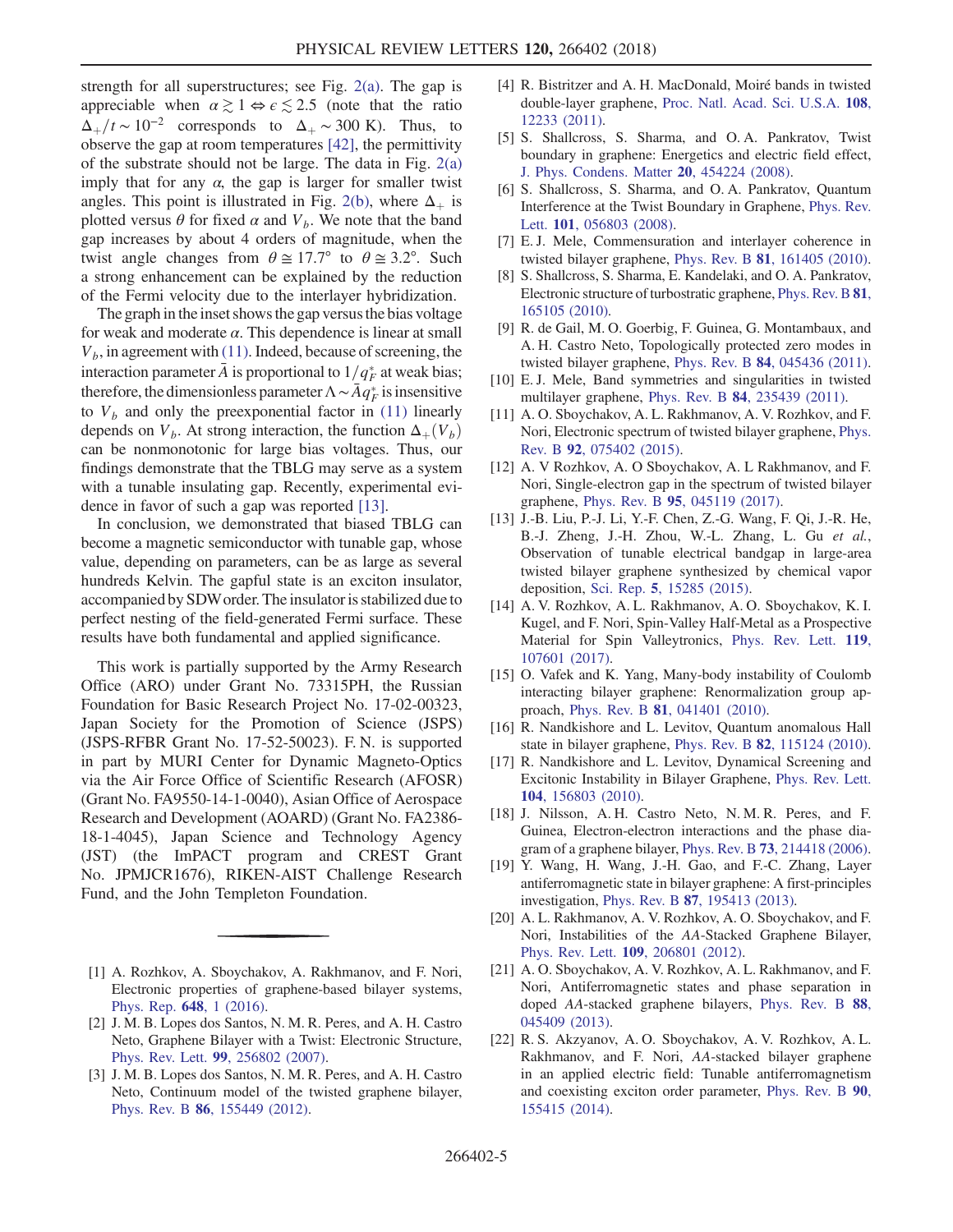strength for all superstructures; see Fig. 2(a). The gap is appreciable when $\alpha \gtrsim 1 \Leftrightarrow \epsilon \lesssim 2.5$ (note that the ratio $\Delta_+/t \sim 10^{-2}$ corresponds to $\Delta_+ \sim 300$ K). Thus, to observe the gap at room temperatures [42], the permittivity of the substrate should not be large. The data in Fig. 2(a) imply that for any $\alpha$, the gap is larger for smaller twist angles. This point is illustrated in Fig. 2(b), where $\Delta_+$ is plotted versus $\theta$ for fixed $\alpha$ and $V_b$. We note that the band gap increases by about 4 orders of magnitude, when the twist angle changes from $\theta \cong 17.7°$ to $\theta \cong 3.2°$. Such a strong enhancement can be explained by the reduction of the Fermi velocity due to the interlayer hybridization.

The graph in the inset shows the gap versus the bias voltage for weak and moderate $\alpha$. This dependence is linear at small $V_b$, in agreement with (11). Indeed, because of screening, the interaction parameter $\bar{A}$ is proportional to $1/q_F^*$ at weak bias; therefore, the dimensionless parameter $\Lambda \sim \bar{A} q_F^*$ is insensitive to $V_b$ and only the preexponential factor in (11) linearly depends on $V_b$. At strong interaction, the function $\Delta_+(V_b)$ can be nonmonotonic for large bias voltages. Thus, our findings demonstrate that the TBLG may serve as a system with a tunable insulating gap. Recently, experimental evidence in favor of such a gap was reported [13].

In conclusion, we demonstrated that biased TBLG can become a magnetic semiconductor with tunable gap, whose value, depending on parameters, can be as large as several hundreds Kelvin. The gapful state is an exciton insulator, accompanied by SDW order. The insulator is stabilized due to perfect nesting of the field-generated Fermi surface. These results have both fundamental and applied significance.

This work is partially supported by the Army Research Office (ARO) under Grant No. 73315PH, the Russian Foundation for Basic Research Project No. 17-02-00323, Japan Society for the Promotion of Science (JSPS) (JSPS-RFBR Grant No. 17-52-50023). F. N. is supported in part by MURI Center for Dynamic Magneto-Optics via the Air Force Office of Scientific Research (AFOSR) (Grant No. FA9550-14-1-0040), Asian Office of Aerospace Research and Development (AOARD) (Grant No. FA2386-18-1-4045), Japan Science and Technology Agency (JST) (the ImPACT program and CREST Grant No. JPMJCR1676), RIKEN-AIST Challenge Research Fund, and the John Templeton Foundation.

---

[1] A. Rozhkov, A. Sboychakov, A. Rakhmanov, and F. Nori, Electronic properties of graphene-based bilayer systems, Phys. Rep. **648**, 1 (2016).

[2] J. M. B. Lopes dos Santos, N. M. R. Peres, and A. H. Castro Neto, Graphene Bilayer with a Twist: Electronic Structure, Phys. Rev. Lett. **99**, 256802 (2007).

[3] J. M. B. Lopes dos Santos, N. M. R. Peres, and A. H. Castro Neto, Continuum model of the twisted graphene bilayer, Phys. Rev. B **86**, 155449 (2012).

[4] R. Bistritzer and A. H. MacDonald, Moiré bands in twisted double-layer graphene, Proc. Natl. Acad. Sci. U.S.A. **108**, 12233 (2011).

[5] S. Shallcross, S. Sharma, and O. A. Pankratov, Twist boundary in graphene: Energetics and electric field effect, J. Phys. Condens. Matter **20**, 454224 (2008).

[6] S. Shallcross, S. Sharma, and O. A. Pankratov, Quantum Interference at the Twist Boundary in Graphene, Phys. Rev. Lett. **101**, 056803 (2008).

[7] E. J. Mele, Commensuration and interlayer coherence in twisted bilayer graphene, Phys. Rev. B **81**, 161405 (2010).

[8] S. Shallcross, S. Sharma, E. Kandelaki, and O. A. Pankratov, Electronic structure of turbostratic graphene, Phys. Rev. B **81**, 165105 (2010).

[9] R. de Gail, M. O. Goerbig, F. Guinea, G. Montambaux, and A. H. Castro Neto, Topologically protected zero modes in twisted bilayer graphene, Phys. Rev. B **84**, 045436 (2011).

[10] E. J. Mele, Band symmetries and singularities in twisted multilayer graphene, Phys. Rev. B **84**, 235439 (2011).

[11] A. O. Sboychakov, A. L. Rakhmanov, A. V. Rozhkov, and F. Nori, Electronic spectrum of twisted bilayer graphene, Phys. Rev. B **92**, 075402 (2015).

[12] A. V Rozhkov, A. O Sboychakov, A. L Rakhmanov, and F. Nori, Single-electron gap in the spectrum of twisted bilayer graphene, Phys. Rev. B **95**, 045119 (2017).

[13] J.-B. Liu, P.-J. Li, Y.-F. Chen, Z.-G. Wang, F. Qi, J.-R. He, B.-J. Zheng, J.-H. Zhou, W.-L. Zhang, L. Gu *et al.*, Observation of tunable electrical bandgap in large-area twisted bilayer graphene synthesized by chemical vapor deposition, Sci. Rep. **5**, 15285 (2015).

[14] A. V. Rozhkov, A. L. Rakhmanov, A. O. Sboychakov, K. I. Kugel, and F. Nori, Spin-Valley Half-Metal as a Prospective Material for Spin Valleytronics, Phys. Rev. Lett. **119**, 107601 (2017).

[15] O. Vafek and K. Yang, Many-body instability of Coulomb interacting bilayer graphene: Renormalization group approach, Phys. Rev. B **81**, 041401 (2010).

[16] R. Nandkishore and L. Levitov, Quantum anomalous Hall state in bilayer graphene, Phys. Rev. B **82**, 115124 (2010).

[17] R. Nandkishore and L. Levitov, Dynamical Screening and Excitonic Instability in Bilayer Graphene, Phys. Rev. Lett. **104**, 156803 (2010).

[18] J. Nilsson, A. H. Castro Neto, N. M. R. Peres, and F. Guinea, Electron-electron interactions and the phase diagram of a graphene bilayer, Phys. Rev. B **73**, 214418 (2006).

[19] Y. Wang, H. Wang, J.-H. Gao, and F.-C. Zhang, Layer antiferromagnetic state in bilayer graphene: A first-principles investigation, Phys. Rev. B **87**, 195413 (2013).

[20] A. L. Rakhmanov, A. V. Rozhkov, A. O. Sboychakov, and F. Nori, Instabilities of the *AA*-Stacked Graphene Bilayer, Phys. Rev. Lett. **109**, 206801 (2012).

[21] A. O. Sboychakov, A. V. Rozhkov, A. L. Rakhmanov, and F. Nori, Antiferromagnetic states and phase separation in doped *AA*-stacked graphene bilayers, Phys. Rev. B **88**, 045409 (2013).

[22] R. S. Akzyanov, A. O. Sboychakov, A. V. Rozhkov, A. L. Rakhmanov, and F. Nori, *AA*-stacked bilayer graphene in an applied electric field: Tunable antiferromagnetism and coexisting exciton order parameter, Phys. Rev. B **90**, 155415 (2014).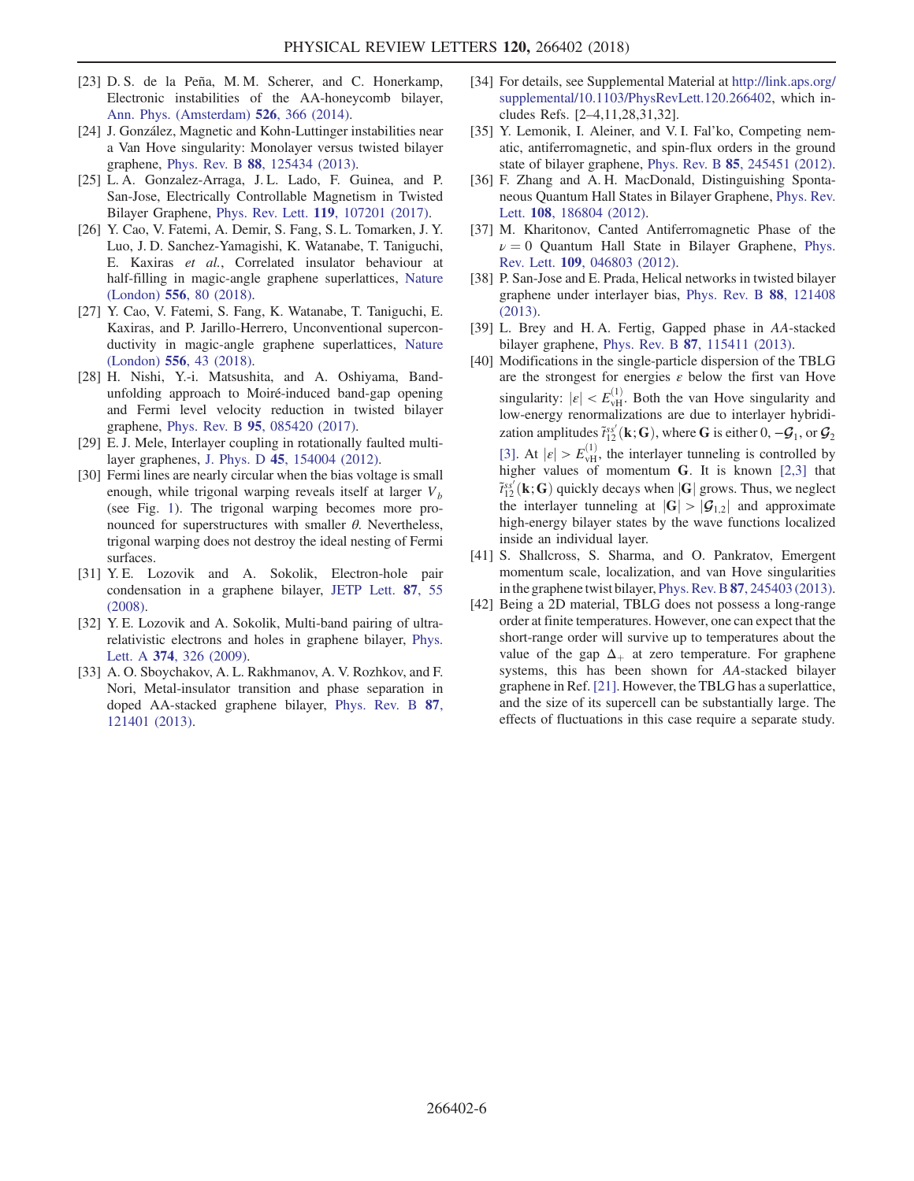[23] D. S. de la Peña, M. M. Scherer, and C. Honerkamp, Electronic instabilities of the AA-honeycomb bilayer, Ann. Phys. (Amsterdam) **526**, 366 (2014).

[24] J. González, Magnetic and Kohn-Luttinger instabilities near a Van Hove singularity: Monolayer versus twisted bilayer graphene, Phys. Rev. B **88**, 125434 (2013).

[25] L. A. Gonzalez-Arraga, J. L. Lado, F. Guinea, and P. San-Jose, Electrically Controllable Magnetism in Twisted Bilayer Graphene, Phys. Rev. Lett. **119**, 107201 (2017).

[26] Y. Cao, V. Fatemi, A. Demir, S. Fang, S. L. Tomarken, J. Y. Luo, J. D. Sanchez-Yamagishi, K. Watanabe, T. Taniguchi, E. Kaxiras *et al.*, Correlated insulator behaviour at half-filling in magic-angle graphene superlattices, Nature (London) **556**, 80 (2018).

[27] Y. Cao, V. Fatemi, S. Fang, K. Watanabe, T. Taniguchi, E. Kaxiras, and P. Jarillo-Herrero, Unconventional superconductivity in magic-angle graphene superlattices, Nature (London) **556**, 43 (2018).

[28] H. Nishi, Y.-i. Matsushita, and A. Oshiyama, Band-unfolding approach to Moiré-induced band-gap opening and Fermi level velocity reduction in twisted bilayer graphene, Phys. Rev. B **95**, 085420 (2017).

[29] E. J. Mele, Interlayer coupling in rotationally faulted multilayer graphenes, J. Phys. D **45**, 154004 (2012).

[30] Fermi lines are nearly circular when the bias voltage is small enough, while trigonal warping reveals itself at larger $V_b$ (see Fig. 1). The trigonal warping becomes more pronounced for superstructures with smaller $\theta$. Nevertheless, trigonal warping does not destroy the ideal nesting of Fermi surfaces.

[31] Y. E. Lozovik and A. Sokolik, Electron-hole pair condensation in a graphene bilayer, JETP Lett. **87**, 55 (2008).

[32] Y. E. Lozovik and A. Sokolik, Multi-band pairing of ultra-relativistic electrons and holes in graphene bilayer, Phys. Lett. A **374**, 326 (2009).

[33] A. O. Sboychakov, A. L. Rakhmanov, A. V. Rozhkov, and F. Nori, Metal-insulator transition and phase separation in doped AA-stacked graphene bilayer, Phys. Rev. B **87**, 121401 (2013).

[34] For details, see Supplemental Material at http://link.aps.org/supplemental/10.1103/PhysRevLett.120.266402, which includes Refs. [2–4,11,28,31,32].

[35] Y. Lemonik, I. Aleiner, and V. I. Fal'ko, Competing nematic, antiferromagnetic, and spin-flux orders in the ground state of bilayer graphene, Phys. Rev. B **85**, 245451 (2012).

[36] F. Zhang and A. H. MacDonald, Distinguishing Spontaneous Quantum Hall States in Bilayer Graphene, Phys. Rev. Lett. **108**, 186804 (2012).

[37] M. Kharitonov, Canted Antiferromagnetic Phase of the $\nu = 0$ Quantum Hall State in Bilayer Graphene, Phys. Rev. Lett. **109**, 046803 (2012).

[38] P. San-Jose and E. Prada, Helical networks in twisted bilayer graphene under interlayer bias, Phys. Rev. B **88**, 121408 (2013).

[39] L. Brey and H. A. Fertig, Gapped phase in *AA*-stacked bilayer graphene, Phys. Rev. B **87**, 115411 (2013).

[40] Modifications in the single-particle dispersion of the TBLG are the strongest for energies $\varepsilon$ below the first van Hove singularity: $|\varepsilon| < E^{(1)}_{\mathrm{vH}}$. Both the van Hove singularity and low-energy renormalizations are due to interlayer hybridization amplitudes $\tilde{t}^{ss'}_{12}(\mathbf{k};\mathbf{G})$, where $\mathbf{G}$ is either $0$, $-\mathcal{G}_1$, or $\mathcal{G}_2$ [3]. At $|\varepsilon| > E^{(1)}_{\mathrm{vH}}$, the interlayer tunneling is controlled by higher values of momentum $\mathbf{G}$. It is known [2,3] that $\tilde{t}^{ss'}_{12}(\mathbf{k};\mathbf{G})$ quickly decays when $|\mathbf{G}|$ grows. Thus, we neglect the interlayer tunneling at $|\mathbf{G}| > |\mathcal{G}_{1,2}|$ and approximate high-energy bilayer states by the wave functions localized inside an individual layer.

[41] S. Shallcross, S. Sharma, and O. Pankratov, Emergent momentum scale, localization, and van Hove singularities in the graphene twist bilayer, Phys. Rev. B **87**, 245403 (2013).

[42] Being a 2D material, TBLG does not possess a long-range order at finite temperatures. However, one can expect that the short-range order will survive up to temperatures about the value of the gap $\Delta_+$ at zero temperature. For graphene systems, this has been shown for *AA*-stacked bilayer graphene in Ref. [21]. However, the TBLG has a superlattice, and the size of its supercell can be substantially large. The effects of fluctuations in this case require a separate study.